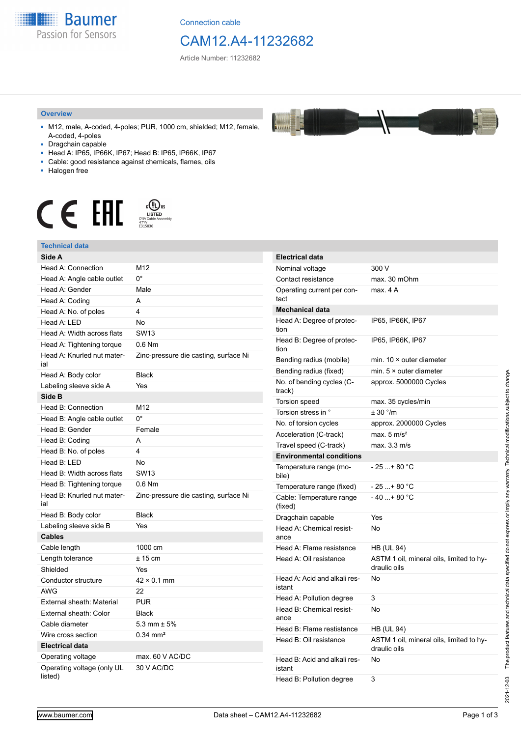Connection cable

# CAM12.A4-11232682

Article Number: 11232682

## Overview

- M12, male, A-coded, 4-poles; PUR, 1000 cm, shielded; M12, female, A-coded, 4-poles
- Dragchain capable
- Head A: IP65, IP66K, IP67; Head B: IP65, IP66K, IP67
- Cable: good resistance against chemicals, flames, oils
- Halogen free

## Technical data

| **Side A** | |
|---|---|
| Head A: Connection | M12 |
| Head A: Angle cable outlet | 0° |
| Head A: Gender | Male |
| Head A: Coding | A |
| Head A: No. of poles | 4 |
| Head A: LED | No |
| Head A: Width across flats | SW13 |
| Head A: Tightening torque | 0.6 Nm |
| Head A: Knurled nut material | Zinc-pressure die casting, surface Ni |
| Head A: Body color | Black |
| Labeling sleeve side A | Yes |
| **Side B** | |
| Head B: Connection | M12 |
| Head B: Angle cable outlet | 0° |
| Head B: Gender | Female |
| Head B: Coding | A |
| Head B: No. of poles | 4 |
| Head B: LED | No |
| Head B: Width across flats | SW13 |
| Head B: Tightening torque | 0.6 Nm |
| Head B: Knurled nut material | Zinc-pressure die casting, surface Ni |
| Head B: Body color | Black |
| Labeling sleeve side B | Yes |
| **Cables** | |
| Cable length | 1000 cm |
| Length tolerance | ± 15 cm |
| Shielded | Yes |
| Conductor structure | 42 × 0.1 mm |
| AWG | 22 |
| External sheath: Material | PUR |
| External sheath: Color | Black |
| Cable diameter | 5.3 mm ± 5% |
| Wire cross section | 0.34 mm² |
| **Electrical data** | |
| Operating voltage | max. 60 V AC/DC |
| Operating voltage (only UL listed) | 30 V AC/DC |

| **Electrical data** | |
|---|---|
| Nominal voltage | 300 V |
| Contact resistance | max. 30 mOhm |
| Operating current per contact | max. 4 A |
| **Mechanical data** | |
| Head A: Degree of protection | IP65, IP66K, IP67 |
| Head B: Degree of protection | IP65, IP66K, IP67 |
| Bending radius (mobile) | min. 10 × outer diameter |
| Bending radius (fixed) | min. 5 × outer diameter |
| No. of bending cycles (C-track) | approx. 5000000 Cycles |
| Torsion speed | max. 35 cycles/min |
| Torsion stress in ° | ± 30 °/m |
| No. of torsion cycles | approx. 2000000 Cycles |
| Acceleration (C-track) | max. 5 m/s² |
| Travel speed (C-track) | max. 3.3 m/s |
| **Environmental conditions** | |
| Temperature range (mobile) | - 25 ...+ 80 °C |
| Temperature range (fixed) | - 25 ...+ 80 °C |
| Cable: Temperature range (fixed) | - 40 ...+ 80 °C |
| Dragchain capable | Yes |
| Head A: Chemical resistance | No |
| Head A: Flame resistance | HB (UL 94) |
| Head A: Oil resistance | ASTM 1 oil, mineral oils, limited to hydraulic oils |
| Head A: Acid and alkali resistant | No |
| Head A: Pollution degree | 3 |
| Head B: Chemical resistance | No |
| Head B: Flame resistance | HB (UL 94) |
| Head B: Oil resistance | ASTM 1 oil, mineral oils, limited to hydraulic oils |
| Head B: Acid and alkali resistant | No |
| Head B: Pollution degree | 3 |

2021-12-03 The product features and technical data specified do not express or imply any warranty. Technical modifications subject to change.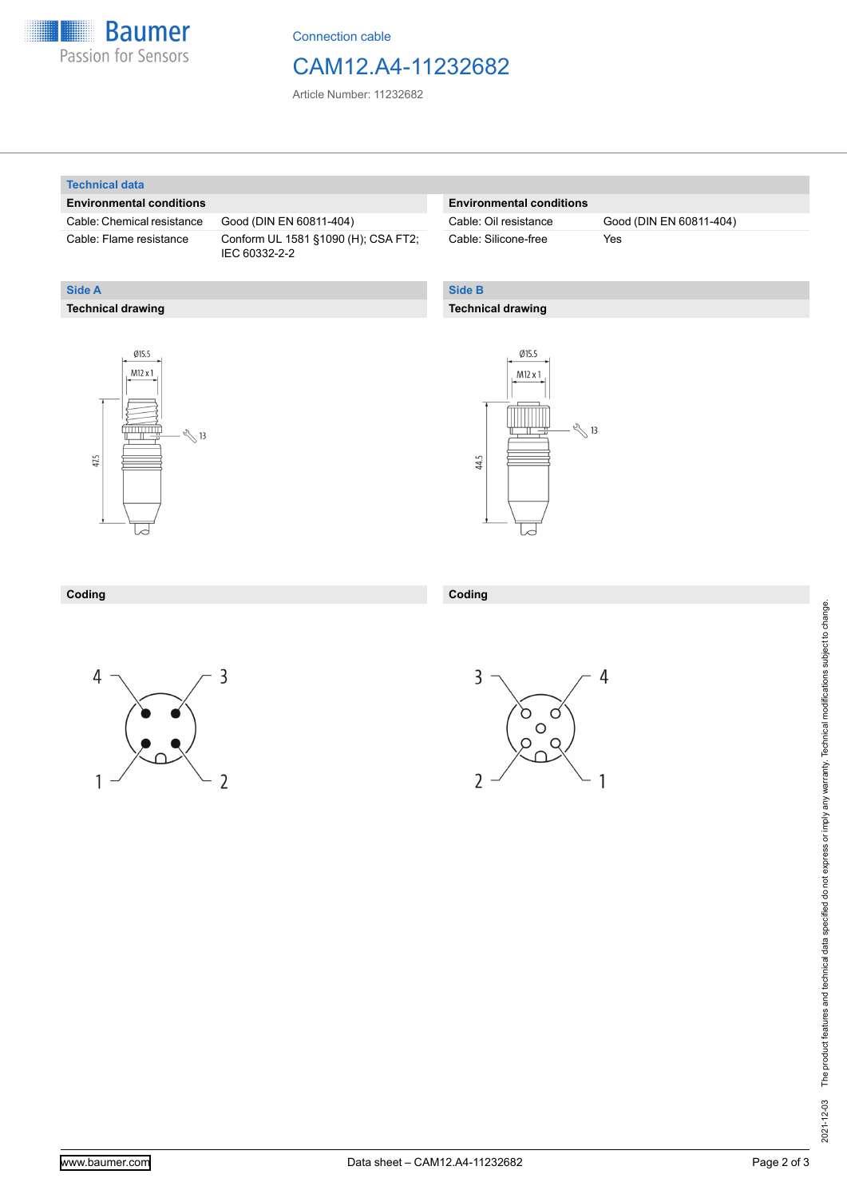## Technical data

### Environmental conditions

| | |
|---|---|
| Cable: Chemical resistance | Good (DIN EN 60811-404) |
| Cable: Flame resistance | Conform UL 1581 §1090 (H); CSA FT2; IEC 60332-2-2 |

### Environmental conditions

| | |
|---|---|
| Cable: Oil resistance | Good (DIN EN 60811-404) |
| Cable: Silicone-free | Yes |

## Side A

### Technical drawing

Ø15.5

M12 x 1

47.5

13

### Coding

4 3

1 2

## Side B

### Technical drawing

Ø15.5

M12 x 1

44.5

13

### Coding

3 4

2 1

2021-12-03 The product features and technical data specified do not express or imply any warranty. Technical modifications subject to change.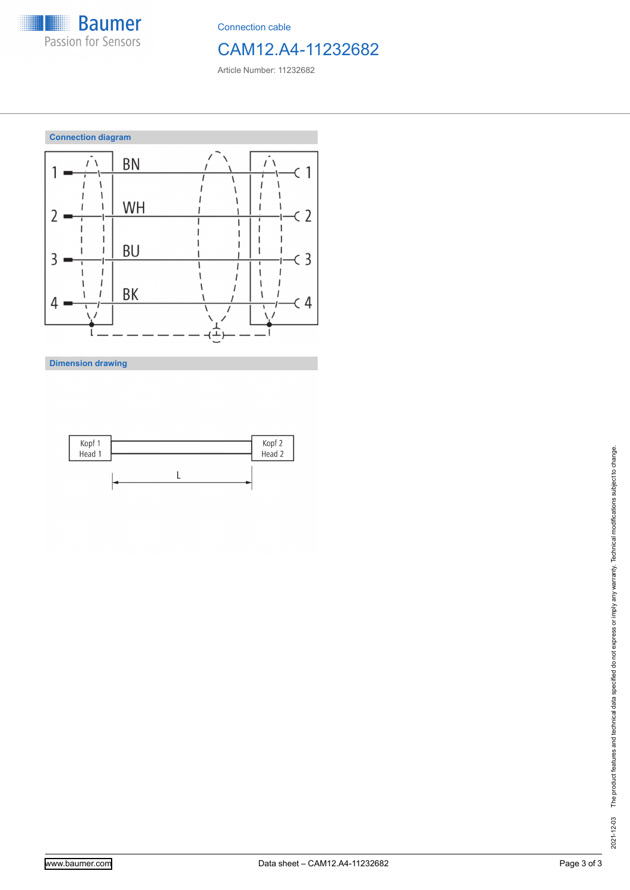Connection cable

# CAM12.A4-11232682

Article Number: 11232682

## Connection diagram

1 BN 1

2 WH 2

3 BU 3

4 BK 4

## Dimension drawing

Kopf 1
Head 1

Kopf 2
Head 2

L

The product features and technical data specified do not express or imply any warranty. Technical modifications subject to change.

2021-12-03